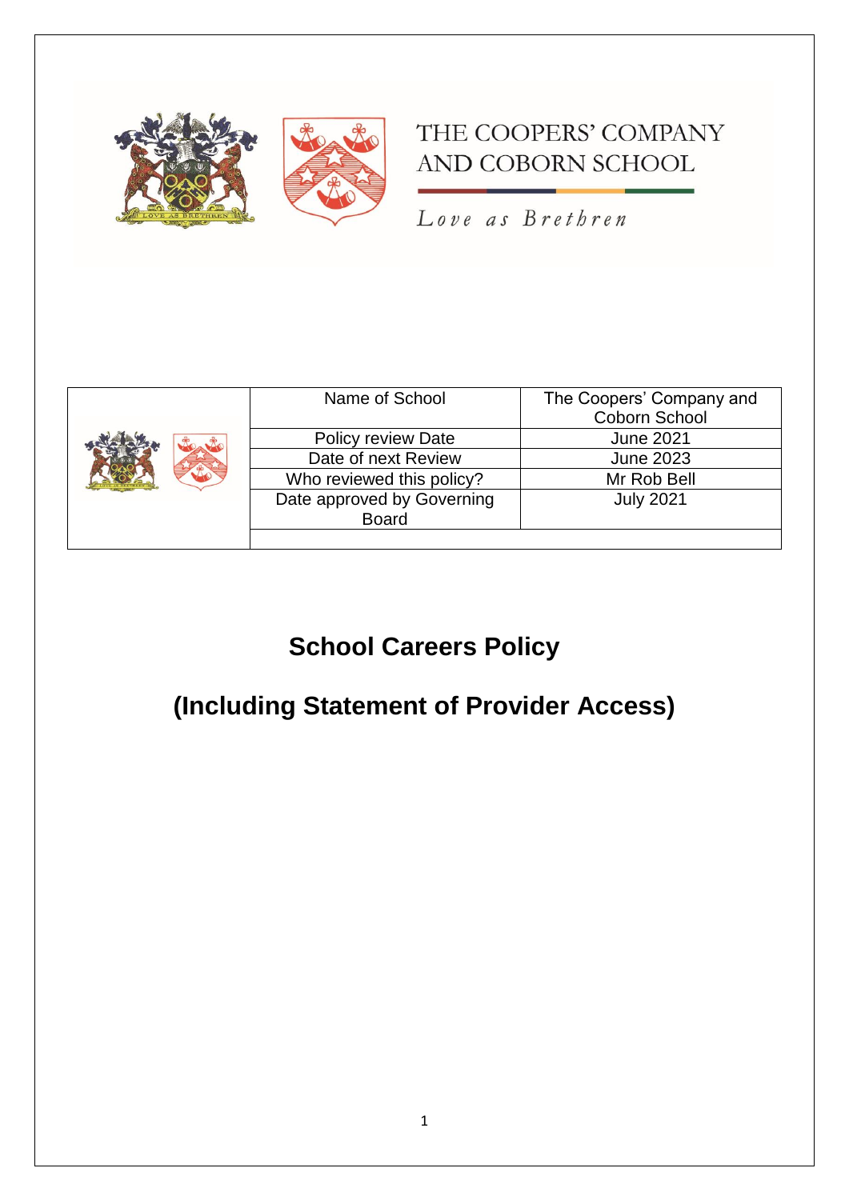THE COOPERS' COMPANY AND COBORN SCHOOL

*Love as Brethren*

| | | |
|---|---|---|
| | Name of School | The Coopers' Company and Coborn School |
| | Policy review Date | June 2021 |
| | Date of next Review | June 2023 |
| | Who reviewed this policy? | Mr Rob Bell |
| | Date approved by Governing Board | July 2021 |
| | | |

# School Careers Policy

# (Including Statement of Provider Access)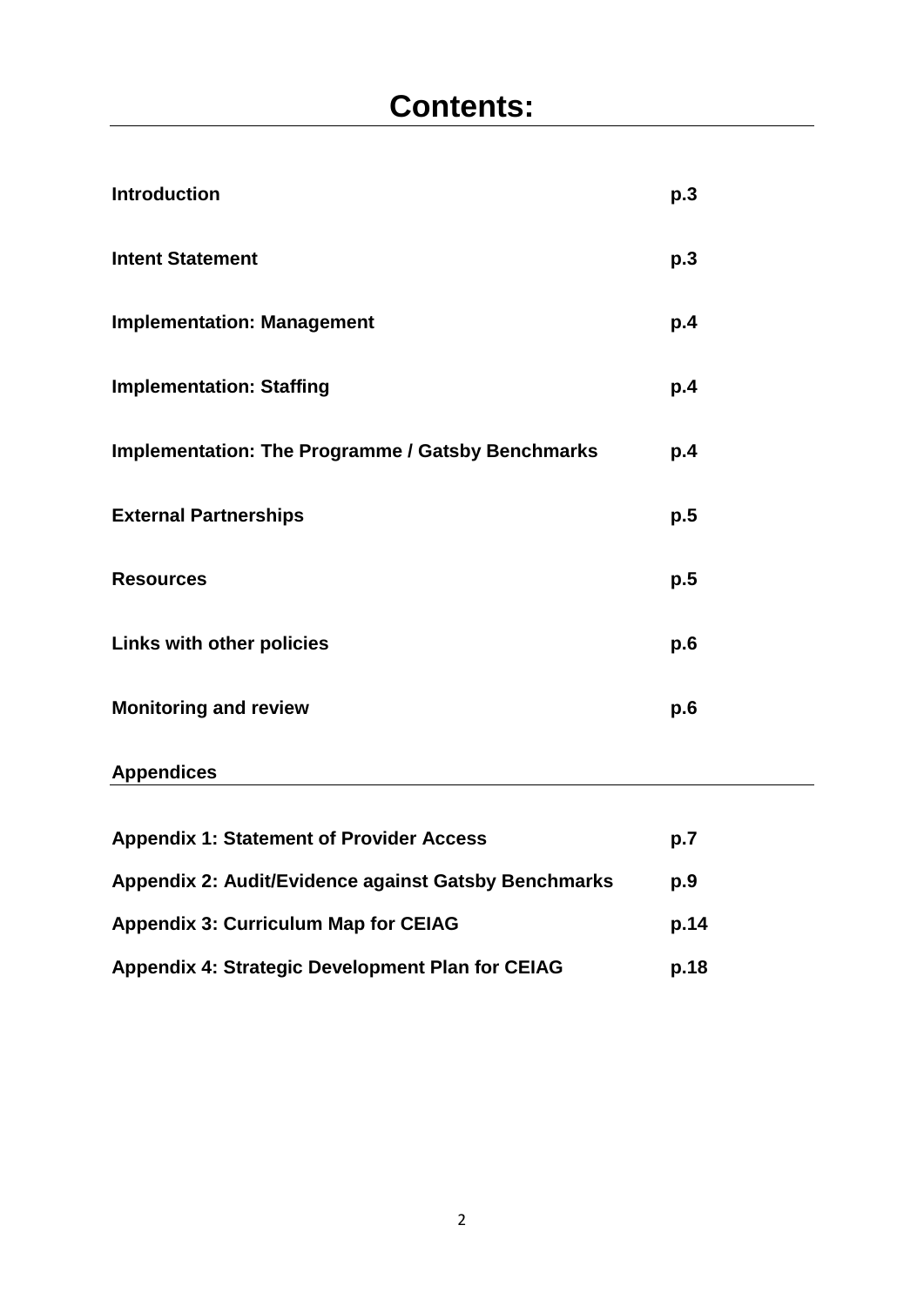# Contents:

| | |
|---|---|
| **Introduction** | **p.3** |
| **Intent Statement** | **p.3** |
| **Implementation: Management** | **p.4** |
| **Implementation: Staffing** | **p.4** |
| **Implementation: The Programme / Gatsby Benchmarks** | **p.4** |
| **External Partnerships** | **p.5** |
| **Resources** | **p.5** |
| **Links with other policies** | **p.6** |
| **Monitoring and review** | **p.6** |

## Appendices

| | |
|---|---|
| **Appendix 1: Statement of Provider Access** | **p.7** |
| **Appendix 2: Audit/Evidence against Gatsby Benchmarks** | **p.9** |
| **Appendix 3: Curriculum Map for CEIAG** | **p.14** |
| **Appendix 4: Strategic Development Plan for CEIAG** | **p.18** |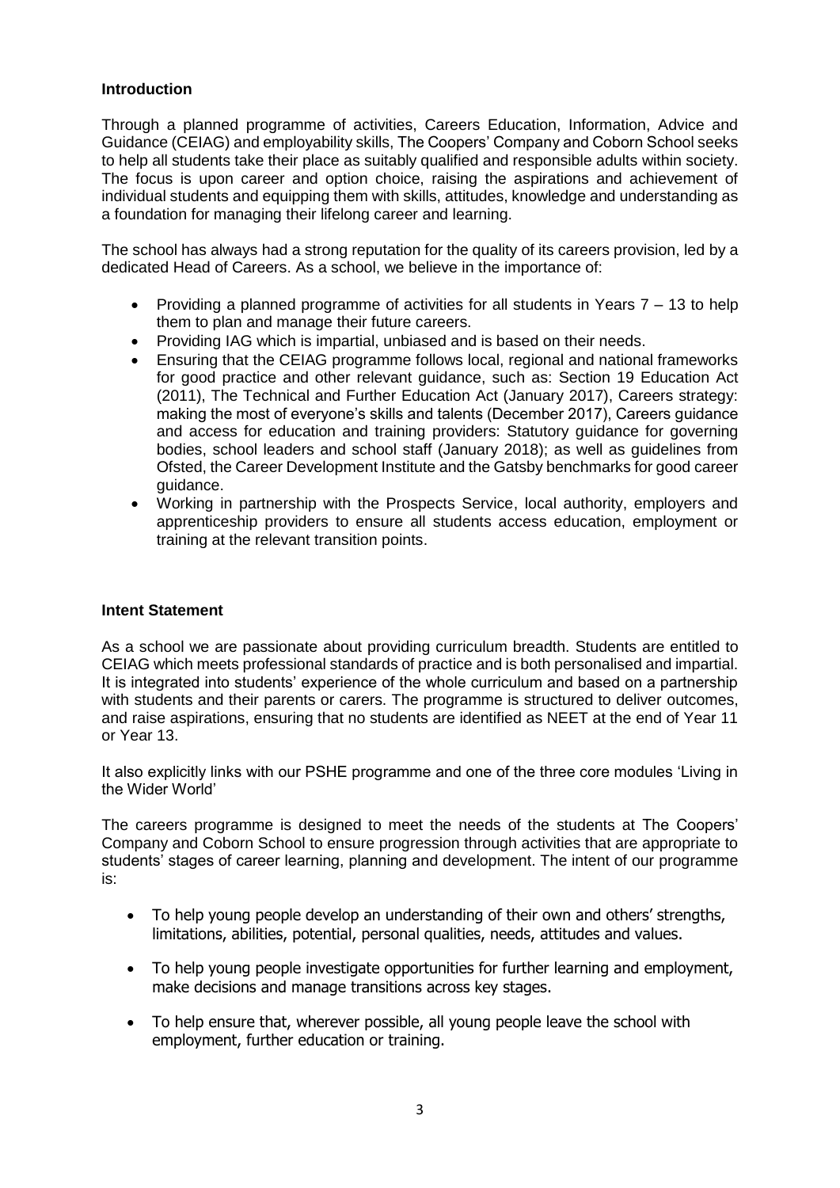**Introduction**

Through a planned programme of activities, Careers Education, Information, Advice and Guidance (CEIAG) and employability skills, The Coopers' Company and Coborn School seeks to help all students take their place as suitably qualified and responsible adults within society. The focus is upon career and option choice, raising the aspirations and achievement of individual students and equipping them with skills, attitudes, knowledge and understanding as a foundation for managing their lifelong career and learning.

The school has always had a strong reputation for the quality of its careers provision, led by a dedicated Head of Careers. As a school, we believe in the importance of:

- Providing a planned programme of activities for all students in Years 7 – 13 to help them to plan and manage their future careers.
- Providing IAG which is impartial, unbiased and is based on their needs.
- Ensuring that the CEIAG programme follows local, regional and national frameworks for good practice and other relevant guidance, such as: Section 19 Education Act (2011), The Technical and Further Education Act (January 2017), Careers strategy: making the most of everyone's skills and talents (December 2017), Careers guidance and access for education and training providers: Statutory guidance for governing bodies, school leaders and school staff (January 2018); as well as guidelines from Ofsted, the Career Development Institute and the Gatsby benchmarks for good career guidance.
- Working in partnership with the Prospects Service, local authority, employers and apprenticeship providers to ensure all students access education, employment or training at the relevant transition points.

**Intent Statement**

As a school we are passionate about providing curriculum breadth. Students are entitled to CEIAG which meets professional standards of practice and is both personalised and impartial. It is integrated into students' experience of the whole curriculum and based on a partnership with students and their parents or carers. The programme is structured to deliver outcomes, and raise aspirations, ensuring that no students are identified as NEET at the end of Year 11 or Year 13.

It also explicitly links with our PSHE programme and one of the three core modules 'Living in the Wider World'

The careers programme is designed to meet the needs of the students at The Coopers' Company and Coborn School to ensure progression through activities that are appropriate to students' stages of career learning, planning and development. The intent of our programme is:

- To help young people develop an understanding of their own and others' strengths, limitations, abilities, potential, personal qualities, needs, attitudes and values.
- To help young people investigate opportunities for further learning and employment, make decisions and manage transitions across key stages.
- To help ensure that, wherever possible, all young people leave the school with employment, further education or training.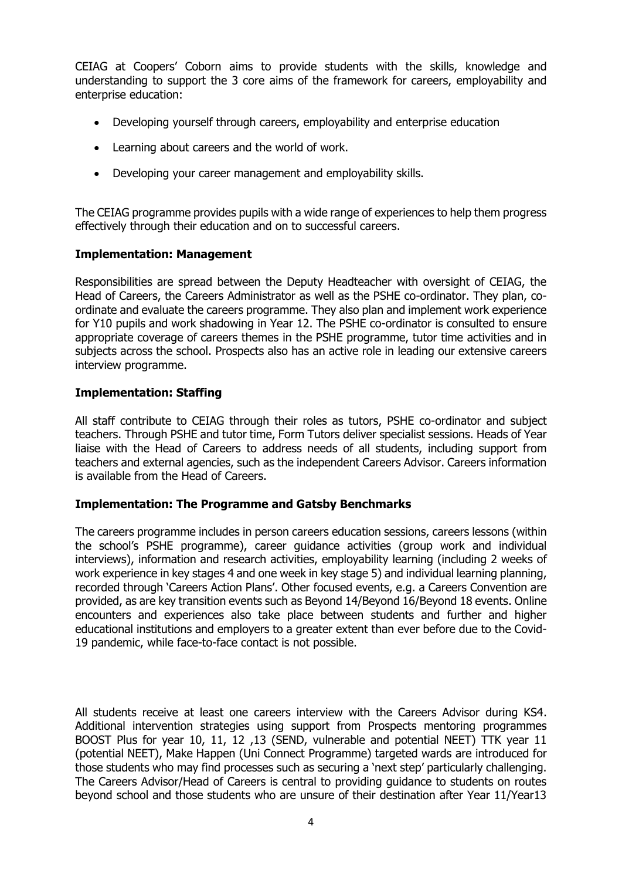CEIAG at Coopers' Coborn aims to provide students with the skills, knowledge and understanding to support the 3 core aims of the framework for careers, employability and enterprise education:

- Developing yourself through careers, employability and enterprise education
- Learning about careers and the world of work.
- Developing your career management and employability skills.

The CEIAG programme provides pupils with a wide range of experiences to help them progress effectively through their education and on to successful careers.

**Implementation: Management**

Responsibilities are spread between the Deputy Headteacher with oversight of CEIAG, the Head of Careers, the Careers Administrator as well as the PSHE co-ordinator. They plan, co-ordinate and evaluate the careers programme. They also plan and implement work experience for Y10 pupils and work shadowing in Year 12. The PSHE co-ordinator is consulted to ensure appropriate coverage of careers themes in the PSHE programme, tutor time activities and in subjects across the school. Prospects also has an active role in leading our extensive careers interview programme.

**Implementation: Staffing**

All staff contribute to CEIAG through their roles as tutors, PSHE co-ordinator and subject teachers. Through PSHE and tutor time, Form Tutors deliver specialist sessions. Heads of Year liaise with the Head of Careers to address needs of all students, including support from teachers and external agencies, such as the independent Careers Advisor. Careers information is available from the Head of Careers.

**Implementation: The Programme and Gatsby Benchmarks**

The careers programme includes in person careers education sessions, careers lessons (within the school's PSHE programme), career guidance activities (group work and individual interviews), information and research activities, employability learning (including 2 weeks of work experience in key stages 4 and one week in key stage 5) and individual learning planning, recorded through 'Careers Action Plans'. Other focused events, e.g. a Careers Convention are provided, as are key transition events such as Beyond 14/Beyond 16/Beyond 18 events. Online encounters and experiences also take place between students and further and higher educational institutions and employers to a greater extent than ever before due to the Covid-19 pandemic, while face-to-face contact is not possible.

All students receive at least one careers interview with the Careers Advisor during KS4. Additional intervention strategies using support from Prospects mentoring programmes BOOST Plus for year 10, 11, 12 ,13 (SEND, vulnerable and potential NEET) TTK year 11 (potential NEET), Make Happen (Uni Connect Programme) targeted wards are introduced for those students who may find processes such as securing a 'next step' particularly challenging. The Careers Advisor/Head of Careers is central to providing guidance to students on routes beyond school and those students who are unsure of their destination after Year 11/Year13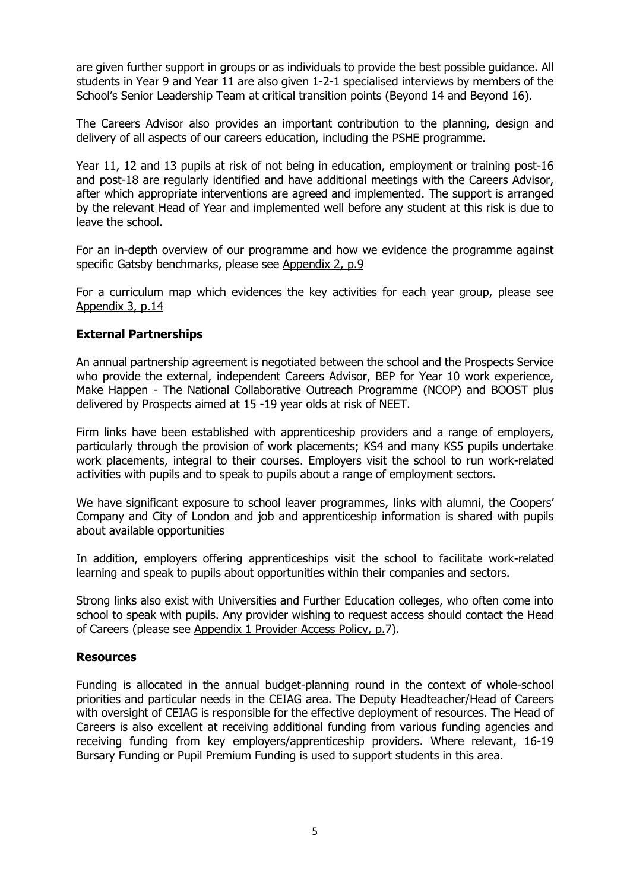are given further support in groups or as individuals to provide the best possible guidance. All students in Year 9 and Year 11 are also given 1-2-1 specialised interviews by members of the School's Senior Leadership Team at critical transition points (Beyond 14 and Beyond 16).

The Careers Advisor also provides an important contribution to the planning, design and delivery of all aspects of our careers education, including the PSHE programme.

Year 11, 12 and 13 pupils at risk of not being in education, employment or training post-16 and post-18 are regularly identified and have additional meetings with the Careers Advisor, after which appropriate interventions are agreed and implemented. The support is arranged by the relevant Head of Year and implemented well before any student at this risk is due to leave the school.

For an in-depth overview of our programme and how we evidence the programme against specific Gatsby benchmarks, please see Appendix 2, p.9

For a curriculum map which evidences the key activities for each year group, please see Appendix 3, p.14

### External Partnerships

An annual partnership agreement is negotiated between the school and the Prospects Service who provide the external, independent Careers Advisor, BEP for Year 10 work experience, Make Happen - The National Collaborative Outreach Programme (NCOP) and BOOST plus delivered by Prospects aimed at 15 -19 year olds at risk of NEET.

Firm links have been established with apprenticeship providers and a range of employers, particularly through the provision of work placements; KS4 and many KS5 pupils undertake work placements, integral to their courses. Employers visit the school to run work-related activities with pupils and to speak to pupils about a range of employment sectors.

We have significant exposure to school leaver programmes, links with alumni, the Coopers' Company and City of London and job and apprenticeship information is shared with pupils about available opportunities

In addition, employers offering apprenticeships visit the school to facilitate work-related learning and speak to pupils about opportunities within their companies and sectors.

Strong links also exist with Universities and Further Education colleges, who often come into school to speak with pupils. Any provider wishing to request access should contact the Head of Careers (please see Appendix 1 Provider Access Policy, p.7).

### Resources

Funding is allocated in the annual budget-planning round in the context of whole-school priorities and particular needs in the CEIAG area. The Deputy Headteacher/Head of Careers with oversight of CEIAG is responsible for the effective deployment of resources. The Head of Careers is also excellent at receiving additional funding from various funding agencies and receiving funding from key employers/apprenticeship providers. Where relevant, 16-19 Bursary Funding or Pupil Premium Funding is used to support students in this area.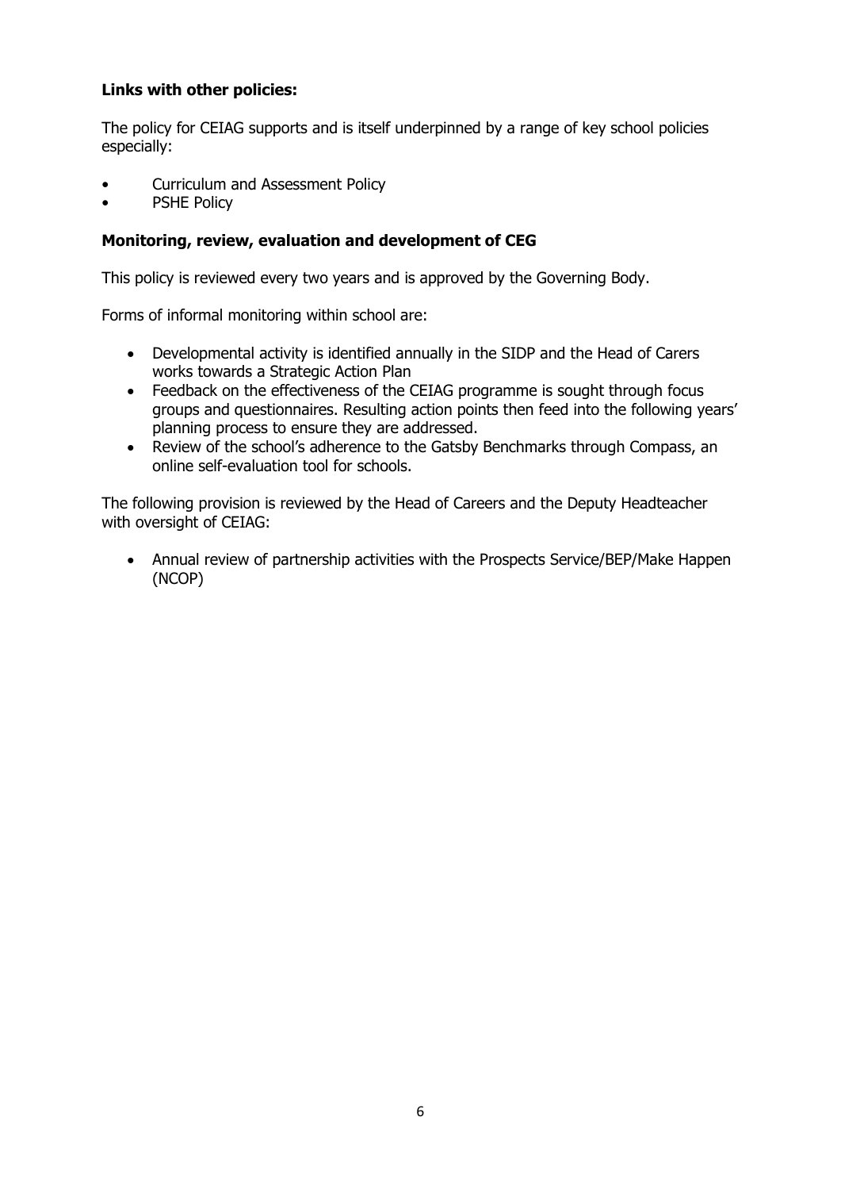**Links with other policies:**

The policy for CEIAG supports and is itself underpinned by a range of key school policies especially:

- Curriculum and Assessment Policy
- PSHE Policy

**Monitoring, review, evaluation and development of CEG**

This policy is reviewed every two years and is approved by the Governing Body.

Forms of informal monitoring within school are:

- Developmental activity is identified annually in the SIDP and the Head of Carers works towards a Strategic Action Plan
- Feedback on the effectiveness of the CEIAG programme is sought through focus groups and questionnaires. Resulting action points then feed into the following years' planning process to ensure they are addressed.
- Review of the school's adherence to the Gatsby Benchmarks through Compass, an online self-evaluation tool for schools.

The following provision is reviewed by the Head of Careers and the Deputy Headteacher with oversight of CEIAG:

- Annual review of partnership activities with the Prospects Service/BEP/Make Happen (NCOP)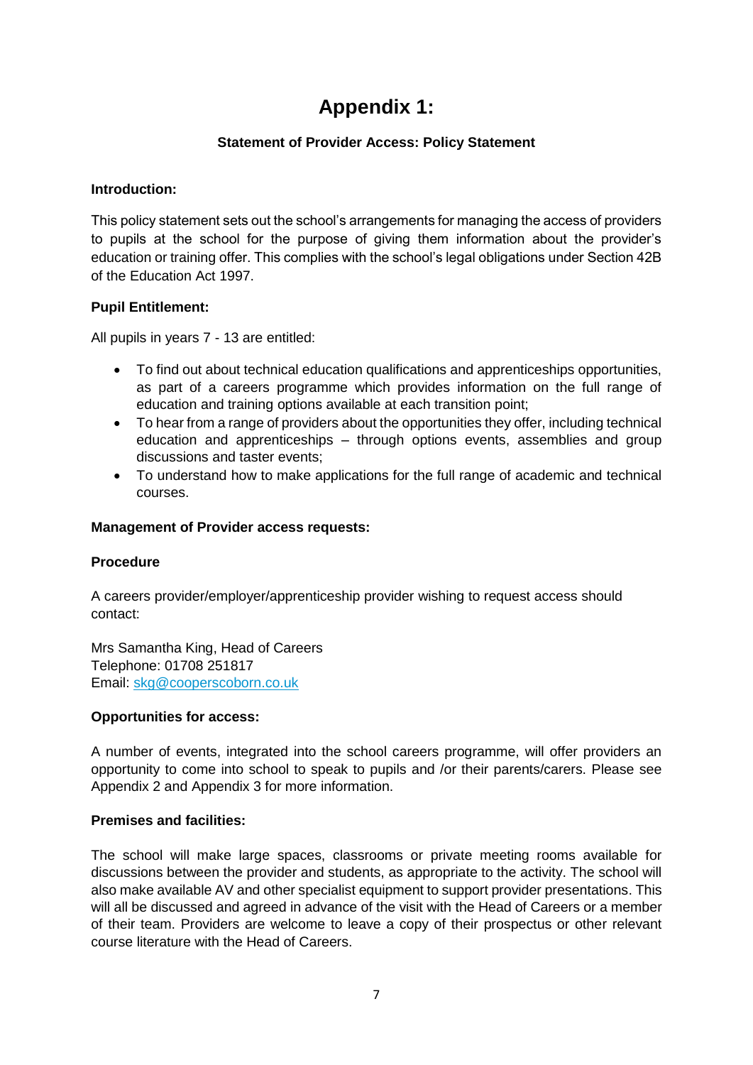# Appendix 1:

## Statement of Provider Access: Policy Statement

**Introduction:**

This policy statement sets out the school's arrangements for managing the access of providers to pupils at the school for the purpose of giving them information about the provider's education or training offer. This complies with the school's legal obligations under Section 42B of the Education Act 1997.

**Pupil Entitlement:**

All pupils in years 7 - 13 are entitled:

- To find out about technical education qualifications and apprenticeships opportunities, as part of a careers programme which provides information on the full range of education and training options available at each transition point;
- To hear from a range of providers about the opportunities they offer, including technical education and apprenticeships – through options events, assemblies and group discussions and taster events;
- To understand how to make applications for the full range of academic and technical courses.

**Management of Provider access requests:**

**Procedure**

A careers provider/employer/apprenticeship provider wishing to request access should contact:

Mrs Samantha King, Head of Careers
Telephone: 01708 251817
Email: skg@cooperscoborn.co.uk

**Opportunities for access:**

A number of events, integrated into the school careers programme, will offer providers an opportunity to come into school to speak to pupils and /or their parents/carers. Please see Appendix 2 and Appendix 3 for more information.

**Premises and facilities:**

The school will make large spaces, classrooms or private meeting rooms available for discussions between the provider and students, as appropriate to the activity. The school will also make available AV and other specialist equipment to support provider presentations. This will all be discussed and agreed in advance of the visit with the Head of Careers or a member of their team. Providers are welcome to leave a copy of their prospectus or other relevant course literature with the Head of Careers.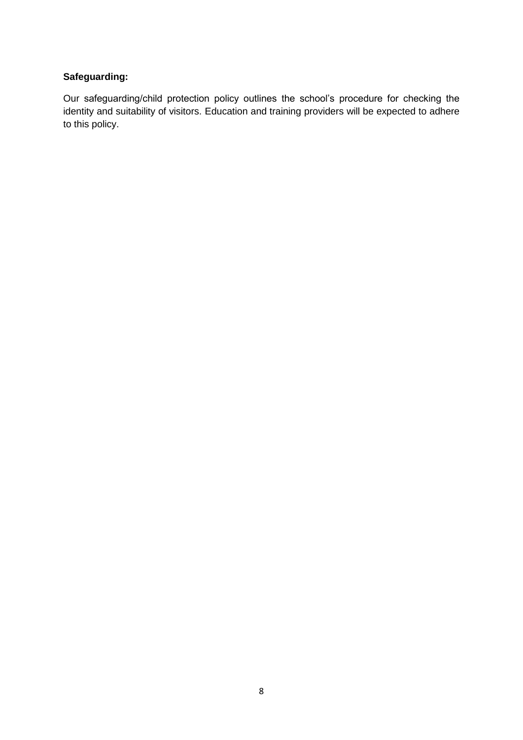**Safeguarding:**

Our safeguarding/child protection policy outlines the school's procedure for checking the identity and suitability of visitors. Education and training providers will be expected to adhere to this policy.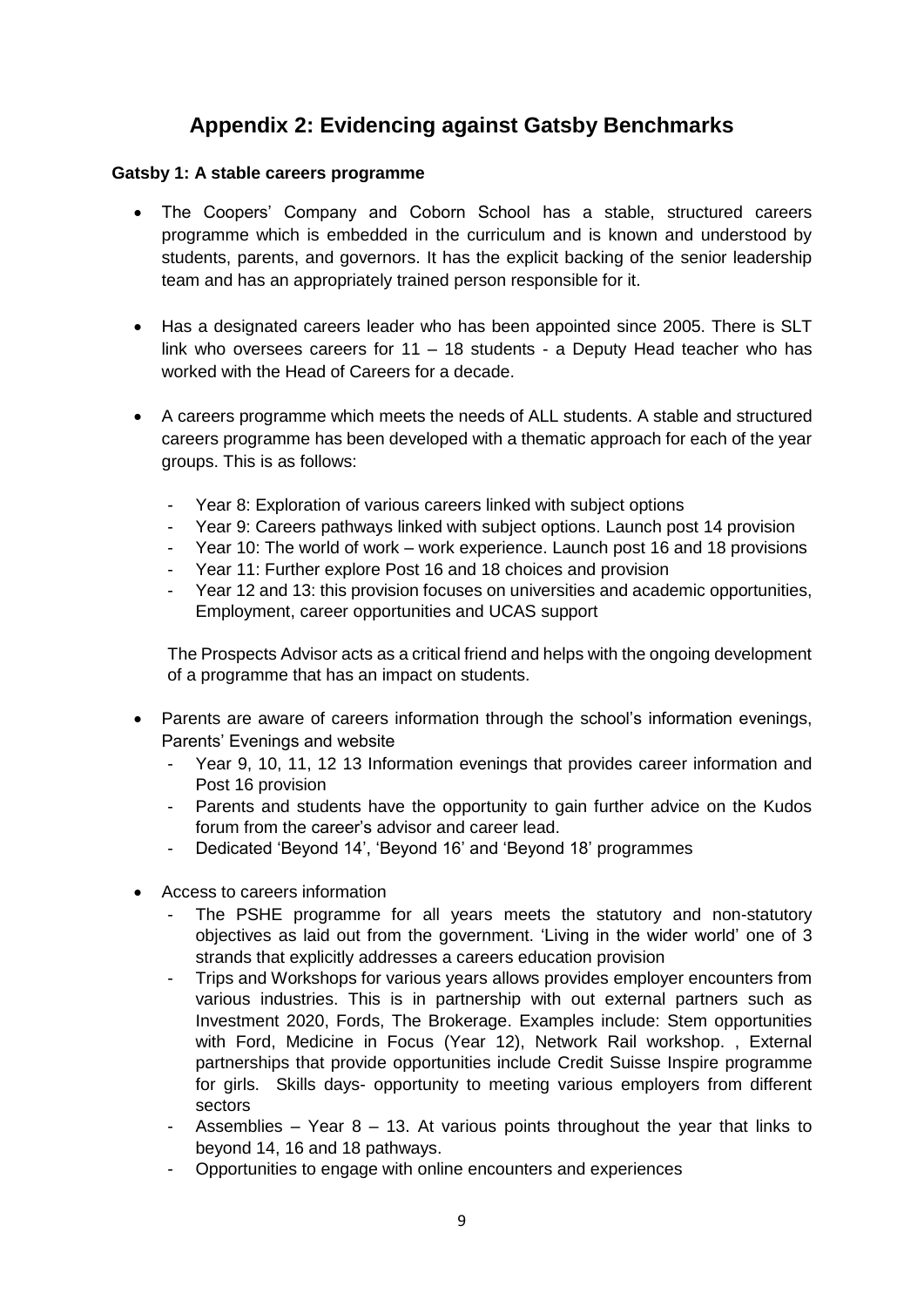# Appendix 2: Evidencing against Gatsby Benchmarks

**Gatsby 1: A stable careers programme**

- The Coopers' Company and Coborn School has a stable, structured careers programme which is embedded in the curriculum and is known and understood by students, parents, and governors. It has the explicit backing of the senior leadership team and has an appropriately trained person responsible for it.

- Has a designated careers leader who has been appointed since 2005. There is SLT link who oversees careers for 11 – 18 students - a Deputy Head teacher who has worked with the Head of Careers for a decade.

- A careers programme which meets the needs of ALL students. A stable and structured careers programme has been developed with a thematic approach for each of the year groups. This is as follows:

  - Year 8: Exploration of various careers linked with subject options
  - Year 9: Careers pathways linked with subject options. Launch post 14 provision
  - Year 10: The world of work – work experience. Launch post 16 and 18 provisions
  - Year 11: Further explore Post 16 and 18 choices and provision
  - Year 12 and 13: this provision focuses on universities and academic opportunities, Employment, career opportunities and UCAS support

  The Prospects Advisor acts as a critical friend and helps with the ongoing development of a programme that has an impact on students.

- Parents are aware of careers information through the school's information evenings, Parents' Evenings and website
  - Year 9, 10, 11, 12 13 Information evenings that provides career information and Post 16 provision
  - Parents and students have the opportunity to gain further advice on the Kudos forum from the career's advisor and career lead.
  - Dedicated 'Beyond 14', 'Beyond 16' and 'Beyond 18' programmes

- Access to careers information
  - The PSHE programme for all years meets the statutory and non-statutory objectives as laid out from the government. 'Living in the wider world' one of 3 strands that explicitly addresses a careers education provision
  - Trips and Workshops for various years allows provides employer encounters from various industries. This is in partnership with out external partners such as Investment 2020, Fords, The Brokerage. Examples include: Stem opportunities with Ford, Medicine in Focus (Year 12), Network Rail workshop. , External partnerships that provide opportunities include Credit Suisse Inspire programme for girls. Skills days- opportunity to meeting various employers from different sectors
  - Assemblies – Year 8 – 13. At various points throughout the year that links to beyond 14, 16 and 18 pathways.
  - Opportunities to engage with online encounters and experiences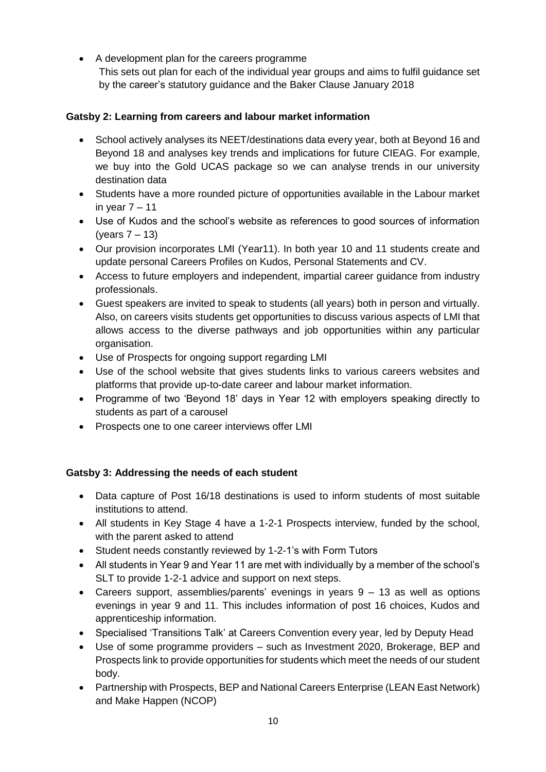- A development plan for the careers programme
  This sets out plan for each of the individual year groups and aims to fulfil guidance set by the career's statutory guidance and the Baker Clause January 2018

**Gatsby 2: Learning from careers and labour market information**

- School actively analyses its NEET/destinations data every year, both at Beyond 16 and Beyond 18 and analyses key trends and implications for future CIEAG. For example, we buy into the Gold UCAS package so we can analyse trends in our university destination data
- Students have a more rounded picture of opportunities available in the Labour market in year 7 – 11
- Use of Kudos and the school's website as references to good sources of information (years 7 – 13)
- Our provision incorporates LMI (Year11). In both year 10 and 11 students create and update personal Careers Profiles on Kudos, Personal Statements and CV.
- Access to future employers and independent, impartial career guidance from industry professionals.
- Guest speakers are invited to speak to students (all years) both in person and virtually. Also, on careers visits students get opportunities to discuss various aspects of LMI that allows access to the diverse pathways and job opportunities within any particular organisation.
- Use of Prospects for ongoing support regarding LMI
- Use of the school website that gives students links to various careers websites and platforms that provide up-to-date career and labour market information.
- Programme of two 'Beyond 18' days in Year 12 with employers speaking directly to students as part of a carousel
- Prospects one to one career interviews offer LMI

**Gatsby 3: Addressing the needs of each student**

- Data capture of Post 16/18 destinations is used to inform students of most suitable institutions to attend.
- All students in Key Stage 4 have a 1-2-1 Prospects interview, funded by the school, with the parent asked to attend
- Student needs constantly reviewed by 1-2-1's with Form Tutors
- All students in Year 9 and Year 11 are met with individually by a member of the school's SLT to provide 1-2-1 advice and support on next steps.
- Careers support, assemblies/parents' evenings in years 9 – 13 as well as options evenings in year 9 and 11. This includes information of post 16 choices, Kudos and apprenticeship information.
- Specialised 'Transitions Talk' at Careers Convention every year, led by Deputy Head
- Use of some programme providers – such as Investment 2020, Brokerage, BEP and Prospects link to provide opportunities for students which meet the needs of our student body.
- Partnership with Prospects, BEP and National Careers Enterprise (LEAN East Network) and Make Happen (NCOP)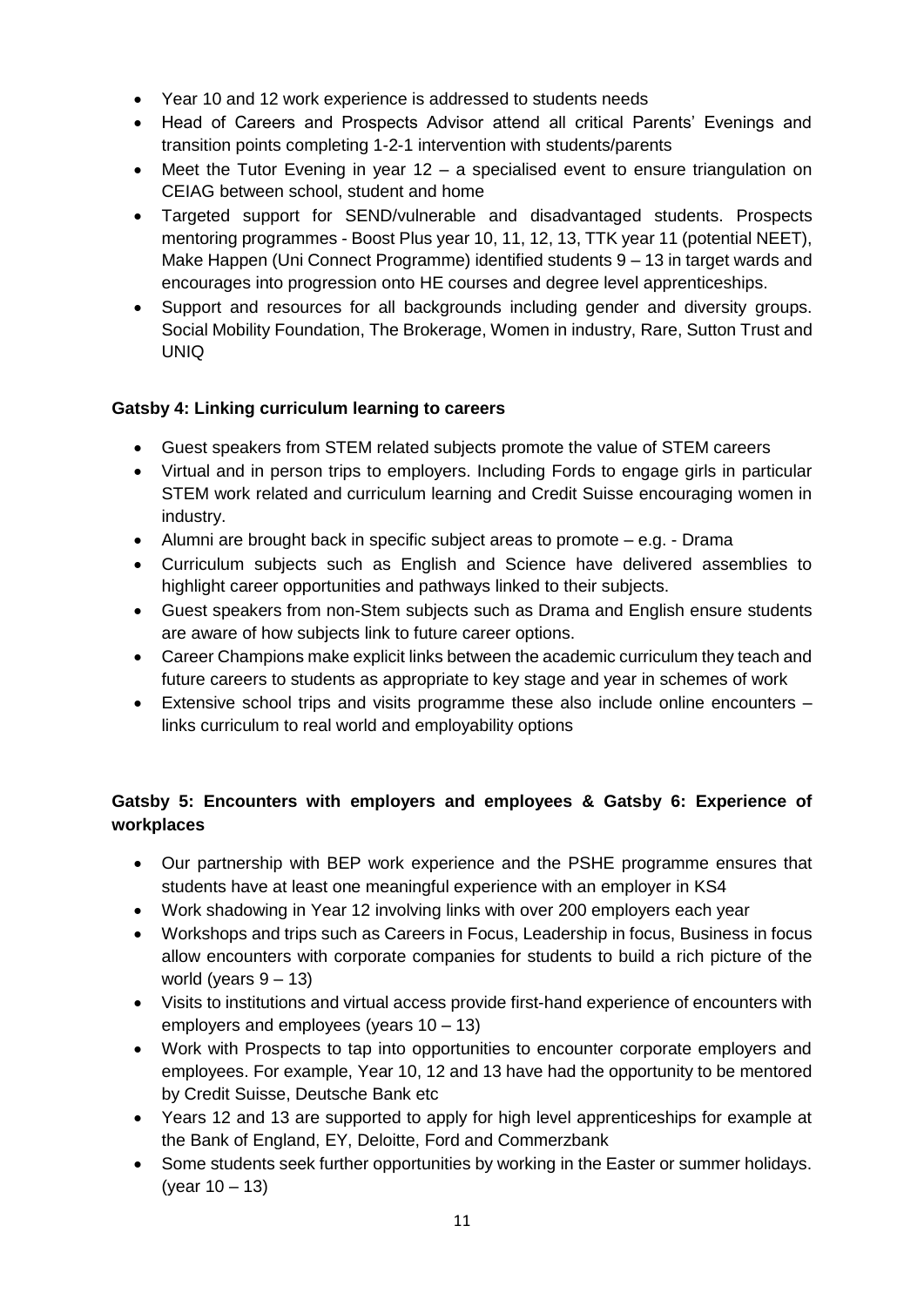- Year 10 and 12 work experience is addressed to students needs
- Head of Careers and Prospects Advisor attend all critical Parents' Evenings and transition points completing 1-2-1 intervention with students/parents
- Meet the Tutor Evening in year 12 – a specialised event to ensure triangulation on CEIAG between school, student and home
- Targeted support for SEND/vulnerable and disadvantaged students. Prospects mentoring programmes - Boost Plus year 10, 11, 12, 13, TTK year 11 (potential NEET), Make Happen (Uni Connect Programme) identified students 9 – 13 in target wards and encourages into progression onto HE courses and degree level apprenticeships.
- Support and resources for all backgrounds including gender and diversity groups. Social Mobility Foundation, The Brokerage, Women in industry, Rare, Sutton Trust and UNIQ

**Gatsby 4: Linking curriculum learning to careers**

- Guest speakers from STEM related subjects promote the value of STEM careers
- Virtual and in person trips to employers. Including Fords to engage girls in particular STEM work related and curriculum learning and Credit Suisse encouraging women in industry.
- Alumni are brought back in specific subject areas to promote – e.g. - Drama
- Curriculum subjects such as English and Science have delivered assemblies to highlight career opportunities and pathways linked to their subjects.
- Guest speakers from non-Stem subjects such as Drama and English ensure students are aware of how subjects link to future career options.
- Career Champions make explicit links between the academic curriculum they teach and future careers to students as appropriate to key stage and year in schemes of work
- Extensive school trips and visits programme these also include online encounters – links curriculum to real world and employability options

**Gatsby 5: Encounters with employers and employees & Gatsby 6: Experience of workplaces**

- Our partnership with BEP work experience and the PSHE programme ensures that students have at least one meaningful experience with an employer in KS4
- Work shadowing in Year 12 involving links with over 200 employers each year
- Workshops and trips such as Careers in Focus, Leadership in focus, Business in focus allow encounters with corporate companies for students to build a rich picture of the world (years 9 – 13)
- Visits to institutions and virtual access provide first-hand experience of encounters with employers and employees (years 10 – 13)
- Work with Prospects to tap into opportunities to encounter corporate employers and employees. For example, Year 10, 12 and 13 have had the opportunity to be mentored by Credit Suisse, Deutsche Bank etc
- Years 12 and 13 are supported to apply for high level apprenticeships for example at the Bank of England, EY, Deloitte, Ford and Commerzbank
- Some students seek further opportunities by working in the Easter or summer holidays. (year 10 – 13)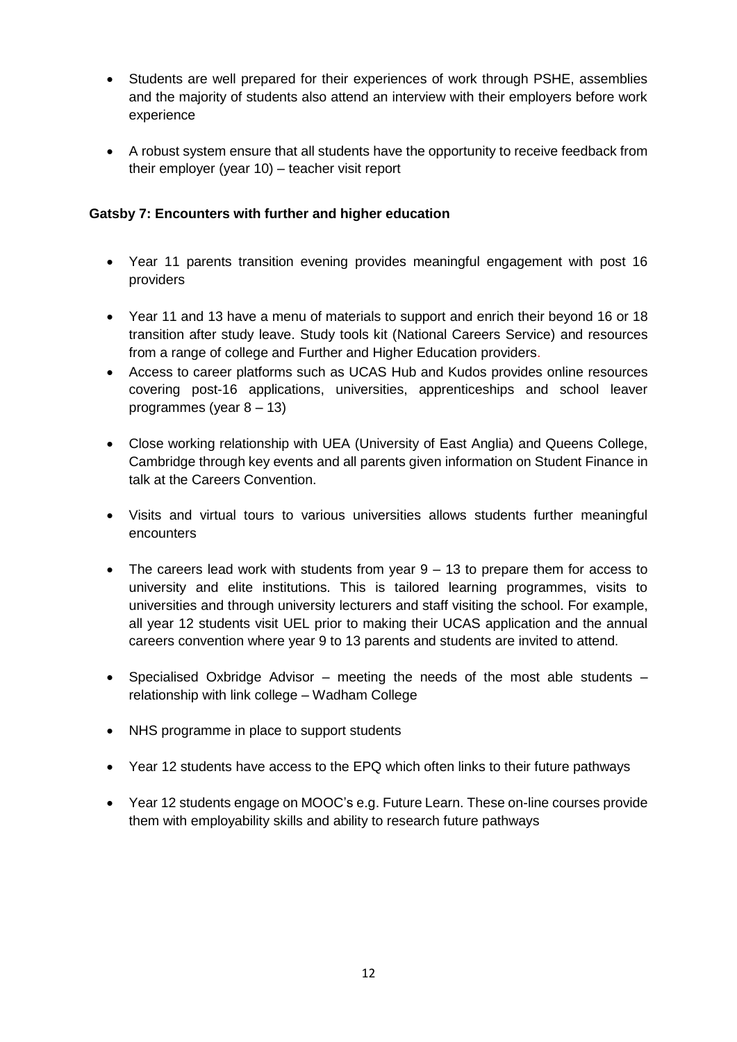- Students are well prepared for their experiences of work through PSHE, assemblies and the majority of students also attend an interview with their employers before work experience

- A robust system ensure that all students have the opportunity to receive feedback from their employer (year 10) – teacher visit report

**Gatsby 7: Encounters with further and higher education**

- Year 11 parents transition evening provides meaningful engagement with post 16 providers

- Year 11 and 13 have a menu of materials to support and enrich their beyond 16 or 18 transition after study leave. Study tools kit (National Careers Service) and resources from a range of college and Further and Higher Education providers.
- Access to career platforms such as UCAS Hub and Kudos provides online resources covering post-16 applications, universities, apprenticeships and school leaver programmes (year 8 – 13)

- Close working relationship with UEA (University of East Anglia) and Queens College, Cambridge through key events and all parents given information on Student Finance in talk at the Careers Convention.

- Visits and virtual tours to various universities allows students further meaningful encounters

- The careers lead work with students from year 9 – 13 to prepare them for access to university and elite institutions. This is tailored learning programmes, visits to universities and through university lecturers and staff visiting the school. For example, all year 12 students visit UEL prior to making their UCAS application and the annual careers convention where year 9 to 13 parents and students are invited to attend.

- Specialised Oxbridge Advisor – meeting the needs of the most able students – relationship with link college – Wadham College

- NHS programme in place to support students

- Year 12 students have access to the EPQ which often links to their future pathways

- Year 12 students engage on MOOC's e.g. Future Learn. These on-line courses provide them with employability skills and ability to research future pathways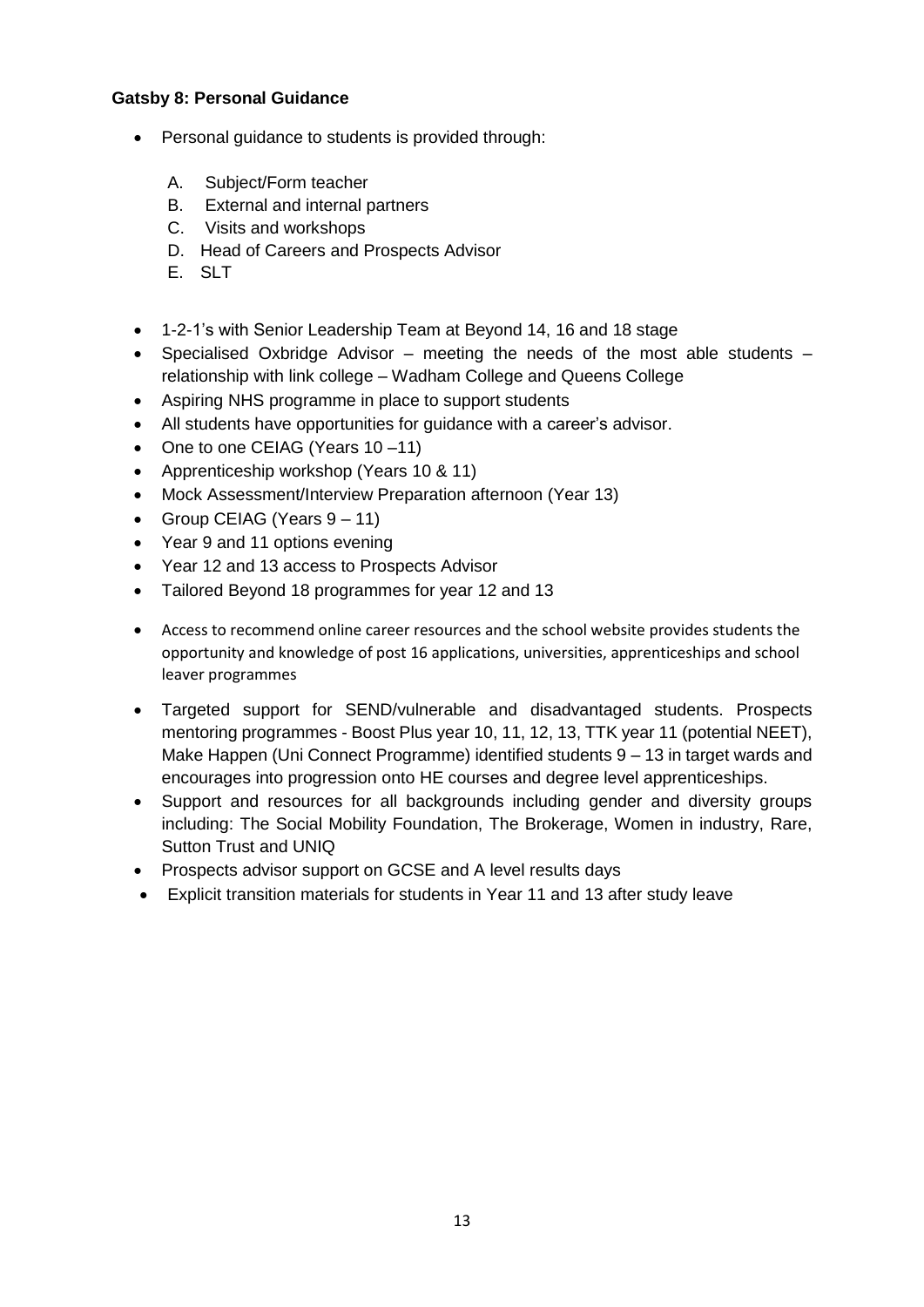**Gatsby 8: Personal Guidance**

- Personal guidance to students is provided through:
  - A. Subject/Form teacher
  - B. External and internal partners
  - C. Visits and workshops
  - D. Head of Careers and Prospects Advisor
  - E. SLT

- 1-2-1's with Senior Leadership Team at Beyond 14, 16 and 18 stage
- Specialised Oxbridge Advisor – meeting the needs of the most able students – relationship with link college – Wadham College and Queens College
- Aspiring NHS programme in place to support students
- All students have opportunities for guidance with a career's advisor.
- One to one CEIAG (Years 10 –11)
- Apprenticeship workshop (Years 10 & 11)
- Mock Assessment/Interview Preparation afternoon (Year 13)
- Group CEIAG (Years 9 – 11)
- Year 9 and 11 options evening
- Year 12 and 13 access to Prospects Advisor
- Tailored Beyond 18 programmes for year 12 and 13
- Access to recommend online career resources and the school website provides students the opportunity and knowledge of post 16 applications, universities, apprenticeships and school leaver programmes
- Targeted support for SEND/vulnerable and disadvantaged students. Prospects mentoring programmes - Boost Plus year 10, 11, 12, 13, TTK year 11 (potential NEET), Make Happen (Uni Connect Programme) identified students 9 – 13 in target wards and encourages into progression onto HE courses and degree level apprenticeships.
- Support and resources for all backgrounds including gender and diversity groups including: The Social Mobility Foundation, The Brokerage, Women in industry, Rare, Sutton Trust and UNIQ
- Prospects advisor support on GCSE and A level results days
- Explicit transition materials for students in Year 11 and 13 after study leave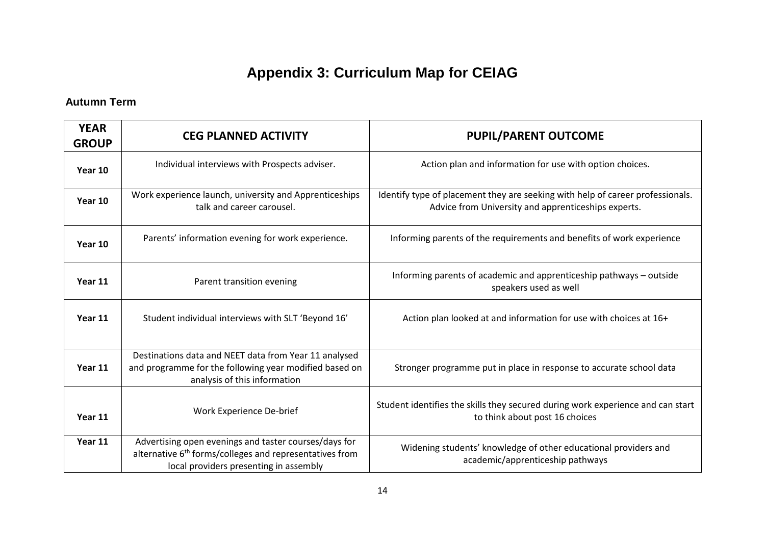# Appendix 3: Curriculum Map for CEIAG

## Autumn Term

| YEAR GROUP | CEG PLANNED ACTIVITY | PUPIL/PARENT OUTCOME |
|---|---|---|
| Year 10 | Individual interviews with Prospects adviser. | Action plan and information for use with option choices. |
| Year 10 | Work experience launch, university and Apprenticeships talk and career carousel. | Identify type of placement they are seeking with help of career professionals. Advice from University and apprenticeships experts. |
| Year 10 | Parents' information evening for work experience. | Informing parents of the requirements and benefits of work experience |
| Year 11 | Parent transition evening | Informing parents of academic and apprenticeship pathways – outside speakers used as well |
| Year 11 | Student individual interviews with SLT 'Beyond 16' | Action plan looked at and information for use with choices at 16+ |
| Year 11 | Destinations data and NEET data from Year 11 analysed and programme for the following year modified based on analysis of this information | Stronger programme put in place in response to accurate school data |
| Year 11 | Work Experience De-brief | Student identifies the skills they secured during work experience and can start to think about post 16 choices |
| Year 11 | Advertising open evenings and taster courses/days for alternative 6th forms/colleges and representatives from local providers presenting in assembly | Widening students' knowledge of other educational providers and academic/apprenticeship pathways |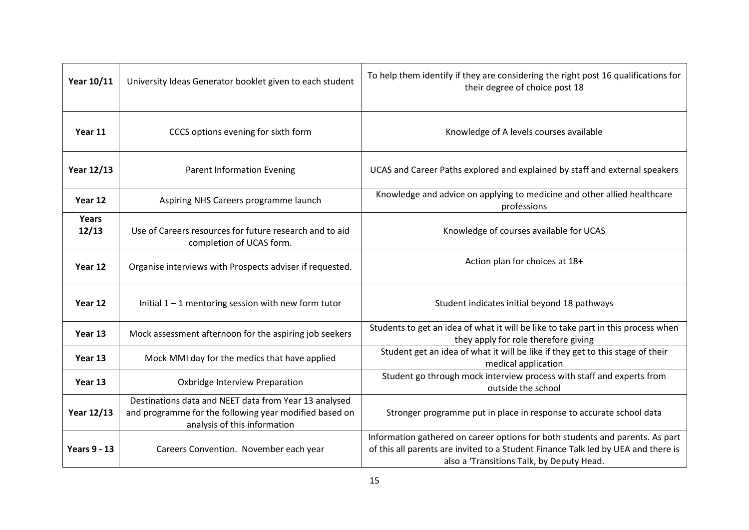| Year 10/11 | University Ideas Generator booklet given to each student | To help them identify if they are considering the right post 16 qualifications for their degree of choice post 18 |
|---|---|---|
| **Year 11** | CCCS options evening for sixth form | Knowledge of A levels courses available |
| **Year 12/13** | Parent Information Evening | UCAS and Career Paths explored and explained by staff and external speakers |
| **Year 12** | Aspiring NHS Careers programme launch | Knowledge and advice on applying to medicine and other allied healthcare professions |
| **Years 12/13** | Use of Careers resources for future research and to aid completion of UCAS form. | Knowledge of courses available for UCAS |
| **Year 12** | Organise interviews with Prospects adviser if requested. | Action plan for choices at 18+ |
| **Year 12** | Initial 1 – 1 mentoring session with new form tutor | Student indicates initial beyond 18 pathways |
| **Year 13** | Mock assessment afternoon for the aspiring job seekers | Students to get an idea of what it will be like to take part in this process when they apply for role therefore giving |
| **Year 13** | Mock MMI day for the medics that have applied | Student get an idea of what it will be like if they get to this stage of their medical application |
| **Year 13** | Oxbridge Interview Preparation | Student go through mock interview process with staff and experts from outside the school |
| **Year 12/13** | Destinations data and NEET data from Year 13 analysed and programme for the following year modified based on analysis of this information | Stronger programme put in place in response to accurate school data |
| **Years 9 - 13** | Careers Convention. November each year | Information gathered on career options for both students and parents. As part of this all parents are invited to a Student Finance Talk led by UEA and there is also a 'Transitions Talk, by Deputy Head. |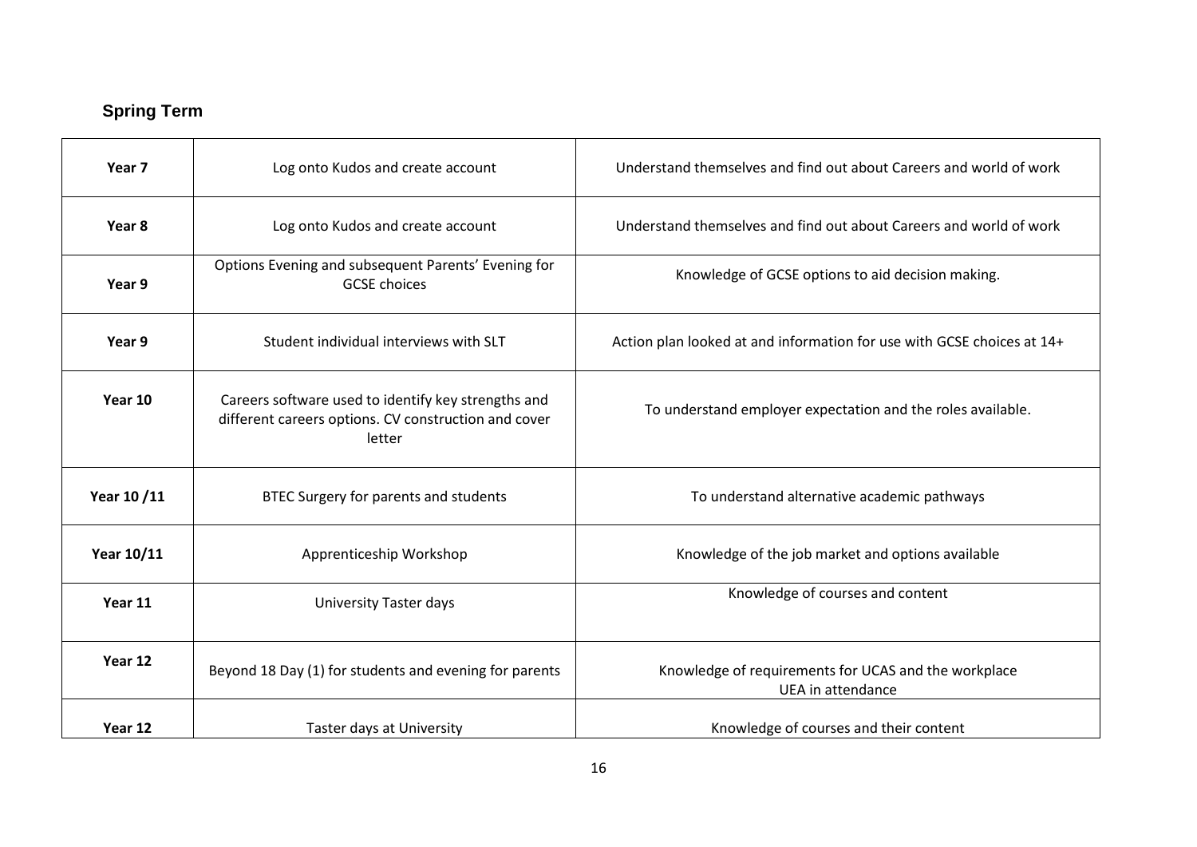## Spring Term

| | | |
|---|---|---|
| **Year 7** | Log onto Kudos and create account | Understand themselves and find out about Careers and world of work |
| **Year 8** | Log onto Kudos and create account | Understand themselves and find out about Careers and world of work |
| **Year 9** | Options Evening and subsequent Parents' Evening for GCSE choices | Knowledge of GCSE options to aid decision making. |
| **Year 9** | Student individual interviews with SLT | Action plan looked at and information for use with GCSE choices at 14+ |
| **Year 10** | Careers software used to identify key strengths and different careers options. CV construction and cover letter | To understand employer expectation and the roles available. |
| **Year 10 /11** | BTEC Surgery for parents and students | To understand alternative academic pathways |
| **Year 10/11** | Apprenticeship Workshop | Knowledge of the job market and options available |
| **Year 11** | University Taster days | Knowledge of courses and content |
| **Year 12** | Beyond 18 Day (1) for students and evening for parents | Knowledge of requirements for UCAS and the workplace<br>UEA in attendance |
| **Year 12** | Taster days at University | Knowledge of courses and their content |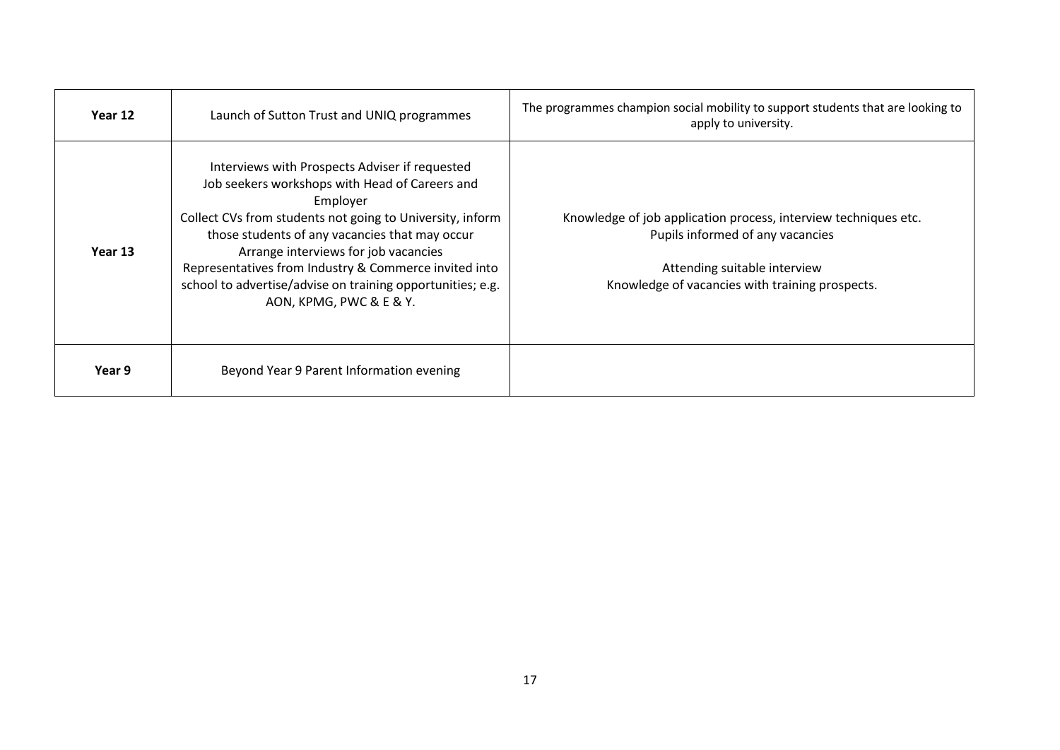| **Year 12** | Launch of Sutton Trust and UNIQ programmes | The programmes champion social mobility to support students that are looking to apply to university. |
|---|---|---|
| **Year 13** | Interviews with Prospects Adviser if requested<br>Job seekers workshops with Head of Careers and Employer<br>Collect CVs from students not going to University, inform those students of any vacancies that may occur<br>Arrange interviews for job vacancies<br>Representatives from Industry & Commerce invited into school to advertise/advise on training opportunities; e.g. AON, KPMG, PWC & E & Y. | Knowledge of job application process, interview techniques etc.<br>Pupils informed of any vacancies<br><br>Attending suitable interview<br>Knowledge of vacancies with training prospects. |
| **Year 9** | Beyond Year 9 Parent Information evening | |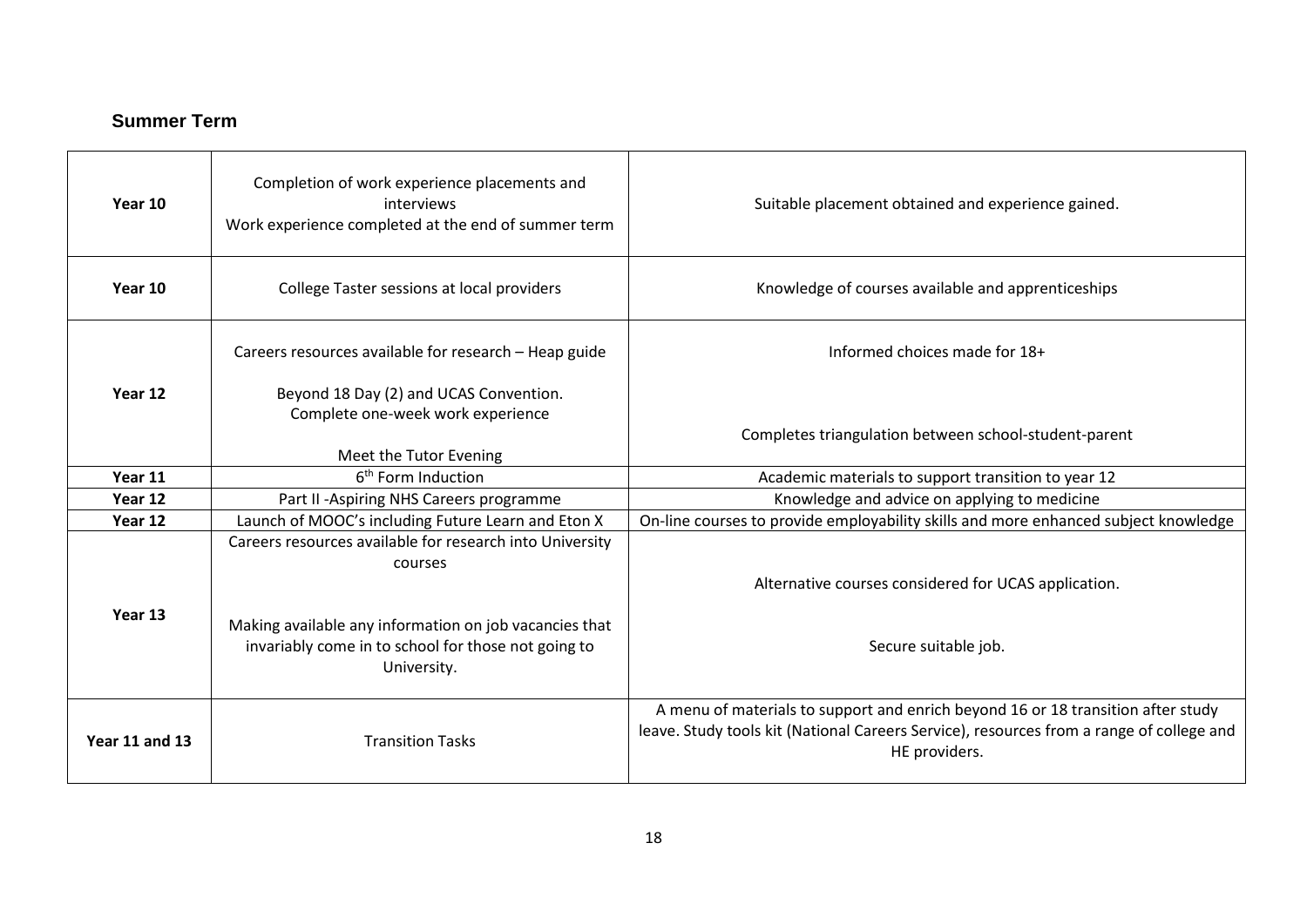## Summer Term

| | | |
|---|---|---|
| **Year 10** | Completion of work experience placements and interviews<br>Work experience completed at the end of summer term | Suitable placement obtained and experience gained. |
| **Year 10** | College Taster sessions at local providers | Knowledge of courses available and apprenticeships |
| **Year 12** | Careers resources available for research – Heap guide<br><br>Beyond 18 Day (2) and UCAS Convention.<br>Complete one-week work experience<br><br>Meet the Tutor Evening | Informed choices made for 18+<br><br>Completes triangulation between school-student-parent |
| **Year 11** | 6th Form Induction | Academic materials to support transition to year 12 |
| **Year 12** | Part II -Aspiring NHS Careers programme | Knowledge and advice on applying to medicine |
| **Year 12** | Launch of MOOC's including Future Learn and Eton X | On-line courses to provide employability skills and more enhanced subject knowledge |
| **Year 13** | Careers resources available for research into University courses<br><br>Making available any information on job vacancies that invariably come in to school for those not going to University. | Alternative courses considered for UCAS application.<br><br>Secure suitable job. |
| **Year 11 and 13** | Transition Tasks | A menu of materials to support and enrich beyond 16 or 18 transition after study leave. Study tools kit (National Careers Service), resources from a range of college and HE providers. |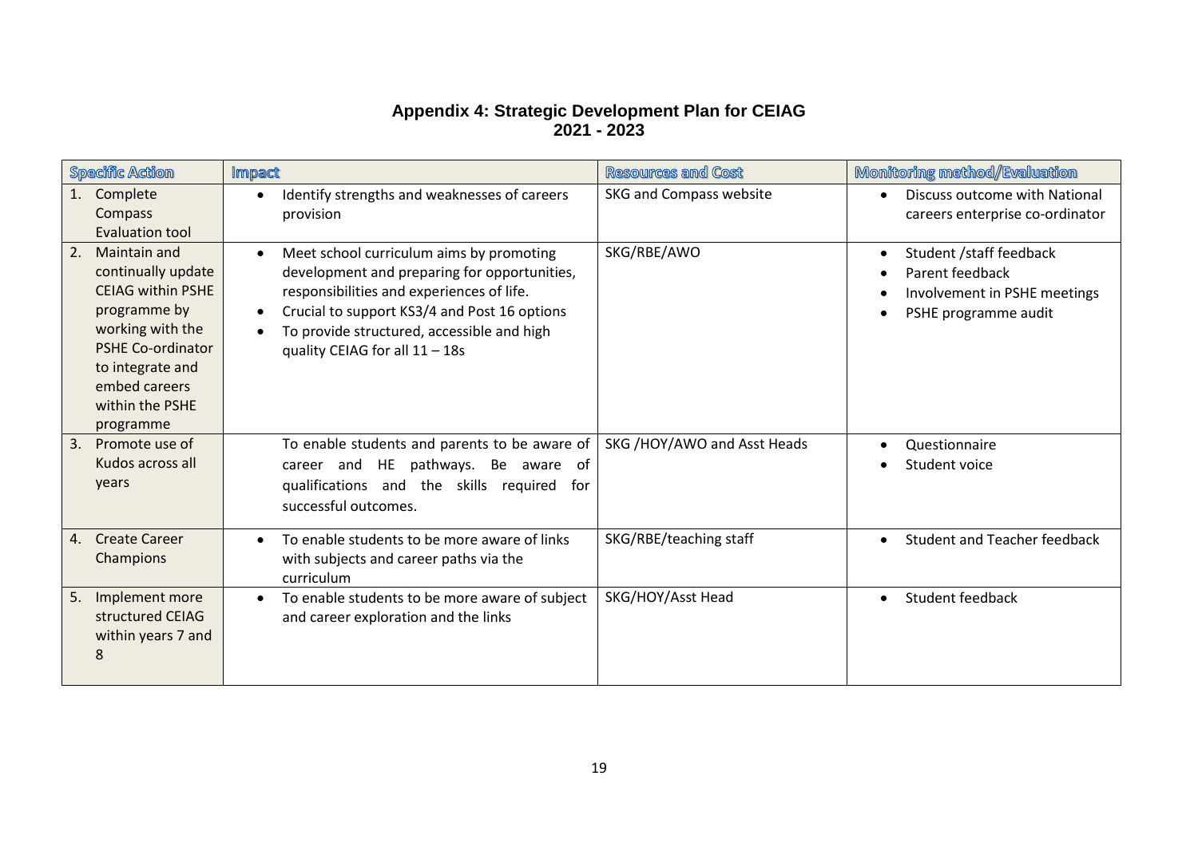# Appendix 4: Strategic Development Plan for CEIAG 2021 - 2023

| Specific Action | Impact | Resources and Cost | Monitoring method/Evaluation |
|---|---|---|---|
| 1. Complete Compass Evaluation tool | • Identify strengths and weaknesses of careers provision | SKG and Compass website | • Discuss outcome with National careers enterprise co-ordinator |
| 2. Maintain and continually update CEIAG within PSHE programme by working with the PSHE Co-ordinator to integrate and embed careers within the PSHE programme | • Meet school curriculum aims by promoting development and preparing for opportunities, responsibilities and experiences of life.<br>• Crucial to support KS3/4 and Post 16 options<br>• To provide structured, accessible and high quality CEIAG for all 11 – 18s | SKG/RBE/AWO | • Student /staff feedback<br>• Parent feedback<br>• Involvement in PSHE meetings<br>• PSHE programme audit |
| 3. Promote use of Kudos across all years | To enable students and parents to be aware of career and HE pathways. Be aware of qualifications and the skills required for successful outcomes. | SKG /HOY/AWO and Asst Heads | • Questionnaire<br>• Student voice |
| 4. Create Career Champions | • To enable students to be more aware of links with subjects and career paths via the curriculum | SKG/RBE/teaching staff | • Student and Teacher feedback |
| 5. Implement more structured CEIAG within years 7 and 8 | • To enable students to be more aware of subject and career exploration and the links | SKG/HOY/Asst Head | • Student feedback |